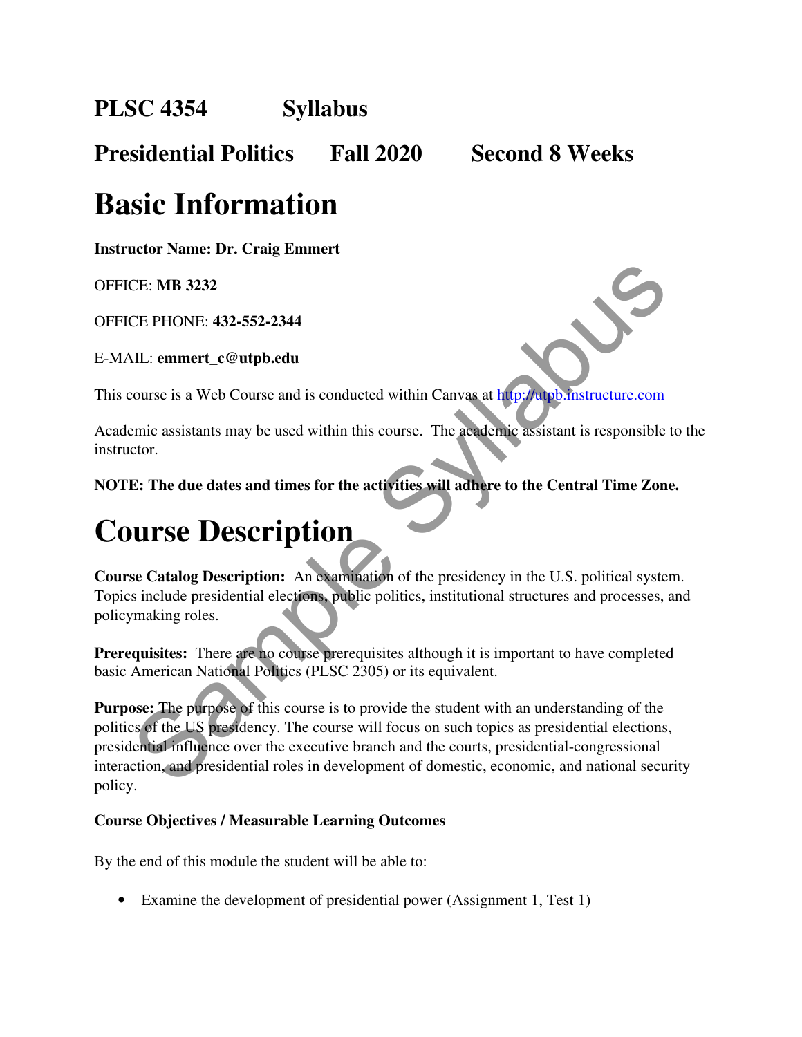# PLSC 4354 Syllabus

## Presidential Politics Fall 2020 Second 8 Weeks

# Basic Information

**Instructor Name: Dr. Craig Emmert**

OFFICE: **MB 3232**

OFFICE PHONE: **432-552-2344**

E-MAIL: **emmert_c@utpb.edu**

This course is a Web Course and is conducted within Canvas at http://utpb.instructure.com

Academic assistants may be used within this course. The academic assistant is responsible to the instructor.

**NOTE: The due dates and times for the activities will adhere to the Central Time Zone.**

# Course Description

**Course Catalog Description:** An examination of the presidency in the U.S. political system. Topics include presidential elections, public politics, institutional structures and processes, and policymaking roles.

**Prerequisites:** There are no course prerequisites although it is important to have completed basic American National Politics (PLSC 2305) or its equivalent.

**Purpose:** The purpose of this course is to provide the student with an understanding of the politics of the US presidency. The course will focus on such topics as presidential elections, presidential influence over the executive branch and the courts, presidential-congressional interaction, and presidential roles in development of domestic, economic, and national security policy.

**Course Objectives / Measurable Learning Outcomes**

By the end of this module the student will be able to:

- Examine the development of presidential power (Assignment 1, Test 1)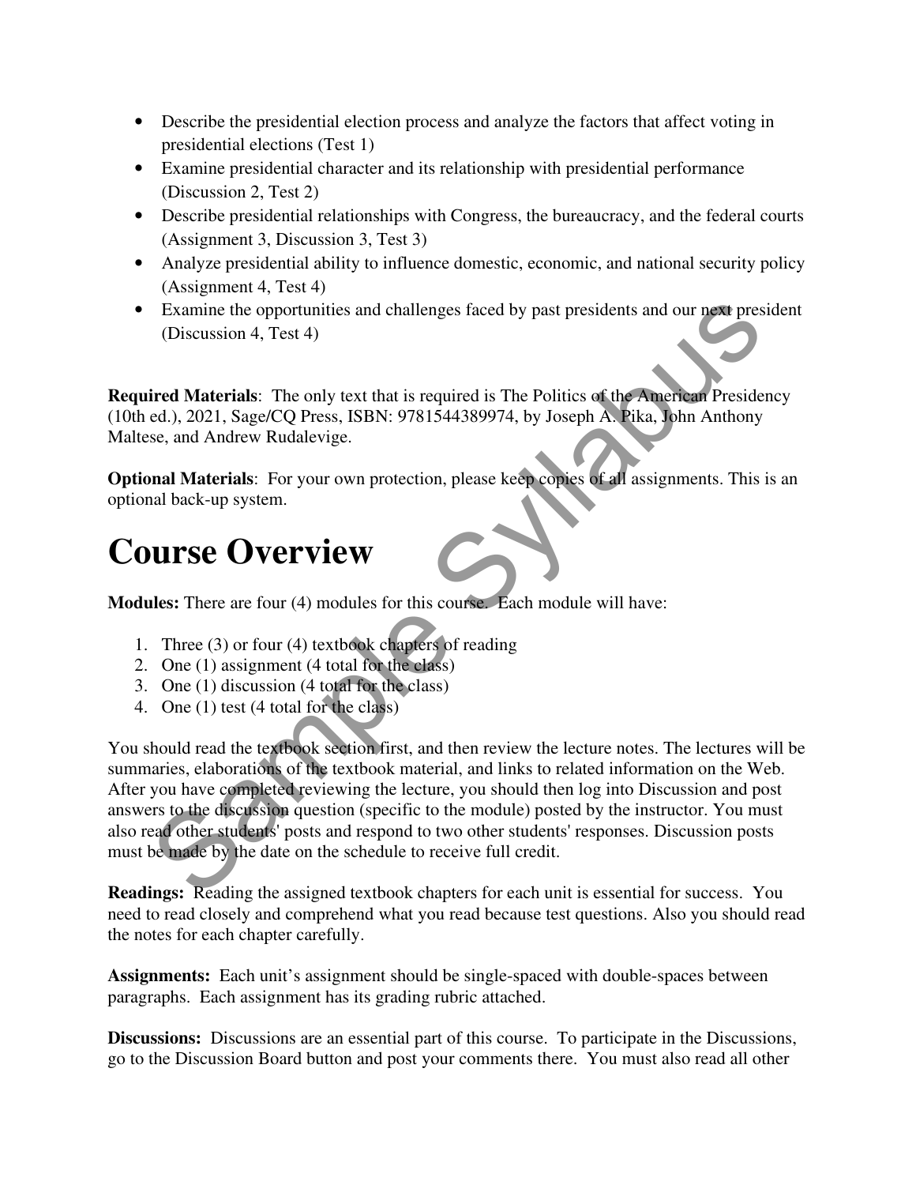- Describe the presidential election process and analyze the factors that affect voting in presidential elections (Test 1)
- Examine presidential character and its relationship with presidential performance (Discussion 2, Test 2)
- Describe presidential relationships with Congress, the bureaucracy, and the federal courts (Assignment 3, Discussion 3, Test 3)
- Analyze presidential ability to influence domestic, economic, and national security policy (Assignment 4, Test 4)
- Examine the opportunities and challenges faced by past presidents and our next president (Discussion 4, Test 4)

**Required Materials**: The only text that is required is The Politics of the American Presidency (10th ed.), 2021, Sage/CQ Press, ISBN: 9781544389974, by Joseph A. Pika, John Anthony Maltese, and Andrew Rudalevige.

**Optional Materials**: For your own protection, please keep copies of all assignments. This is an optional back-up system.

# Course Overview

**Modules:** There are four (4) modules for this course. Each module will have:

1. Three (3) or four (4) textbook chapters of reading
2. One (1) assignment (4 total for the class)
3. One (1) discussion (4 total for the class)
4. One (1) test (4 total for the class)

You should read the textbook section first, and then review the lecture notes. The lectures will be summaries, elaborations of the textbook material, and links to related information on the Web. After you have completed reviewing the lecture, you should then log into Discussion and post answers to the discussion question (specific to the module) posted by the instructor. You must also read other students' posts and respond to two other students' responses. Discussion posts must be made by the date on the schedule to receive full credit.

**Readings:** Reading the assigned textbook chapters for each unit is essential for success. You need to read closely and comprehend what you read because test questions. Also you should read the notes for each chapter carefully.

**Assignments:** Each unit's assignment should be single-spaced with double-spaces between paragraphs. Each assignment has its grading rubric attached.

**Discussions:** Discussions are an essential part of this course. To participate in the Discussions, go to the Discussion Board button and post your comments there. You must also read all other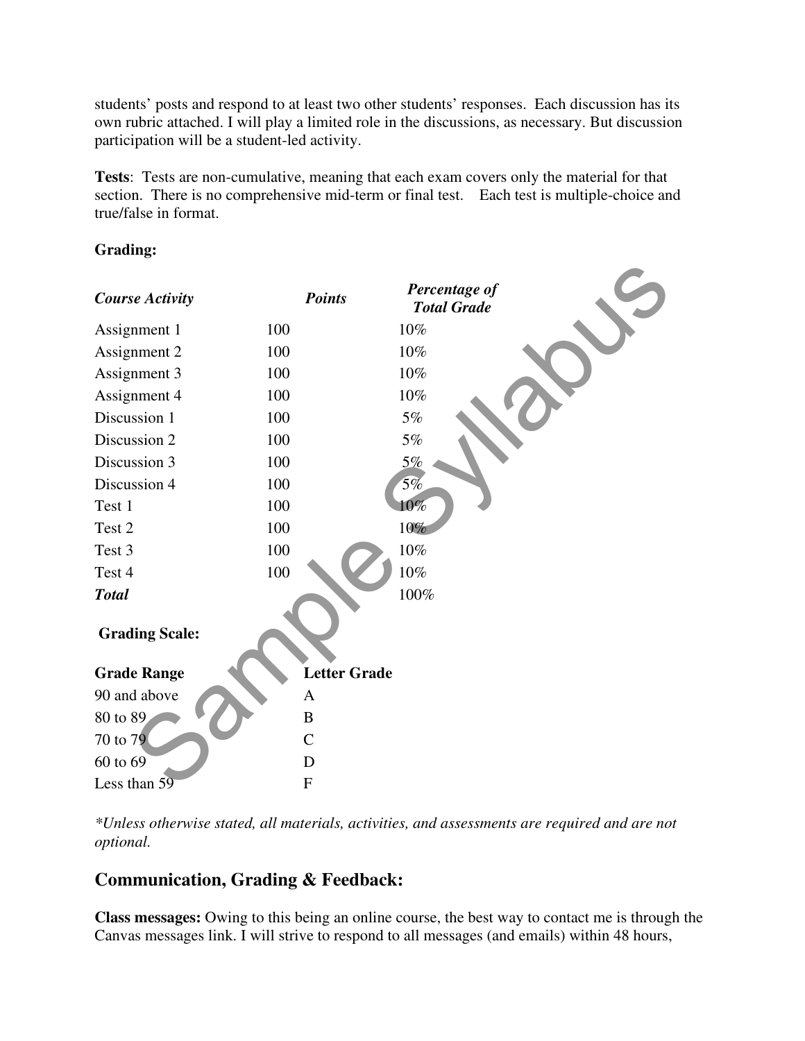students' posts and respond to at least two other students' responses. Each discussion has its own rubric attached. I will play a limited role in the discussions, as necessary. But discussion participation will be a student-led activity.

**Tests**: Tests are non-cumulative, meaning that each exam covers only the material for that section. There is no comprehensive mid-term or final test. Each test is multiple-choice and true/false in format.

**Grading:**

| ***Course Activity*** | ***Points*** | ***Percentage of Total Grade*** |
|---|---|---|
| Assignment 1 | 100 | 10% |
| Assignment 2 | 100 | 10% |
| Assignment 3 | 100 | 10% |
| Assignment 4 | 100 | 10% |
| Discussion 1 | 100 | 5% |
| Discussion 2 | 100 | 5% |
| Discussion 3 | 100 | 5% |
| Discussion 4 | 100 | 5% |
| Test 1 | 100 | 10% |
| Test 2 | 100 | 10% |
| Test 3 | 100 | 10% |
| Test 4 | 100 | 10% |
| ***Total*** | | 100% |

**Grading Scale:**

| **Grade Range** | **Letter Grade** |
|---|---|
| 90 and above | A |
| 80 to 89 | B |
| 70 to 79 | C |
| 60 to 69 | D |
| Less than 59 | F |

*\*Unless otherwise stated, all materials, activities, and assessments are required and are not optional.*

## Communication, Grading & Feedback:

**Class messages:** Owing to this being an online course, the best way to contact me is through the Canvas messages link. I will strive to respond to all messages (and emails) within 48 hours,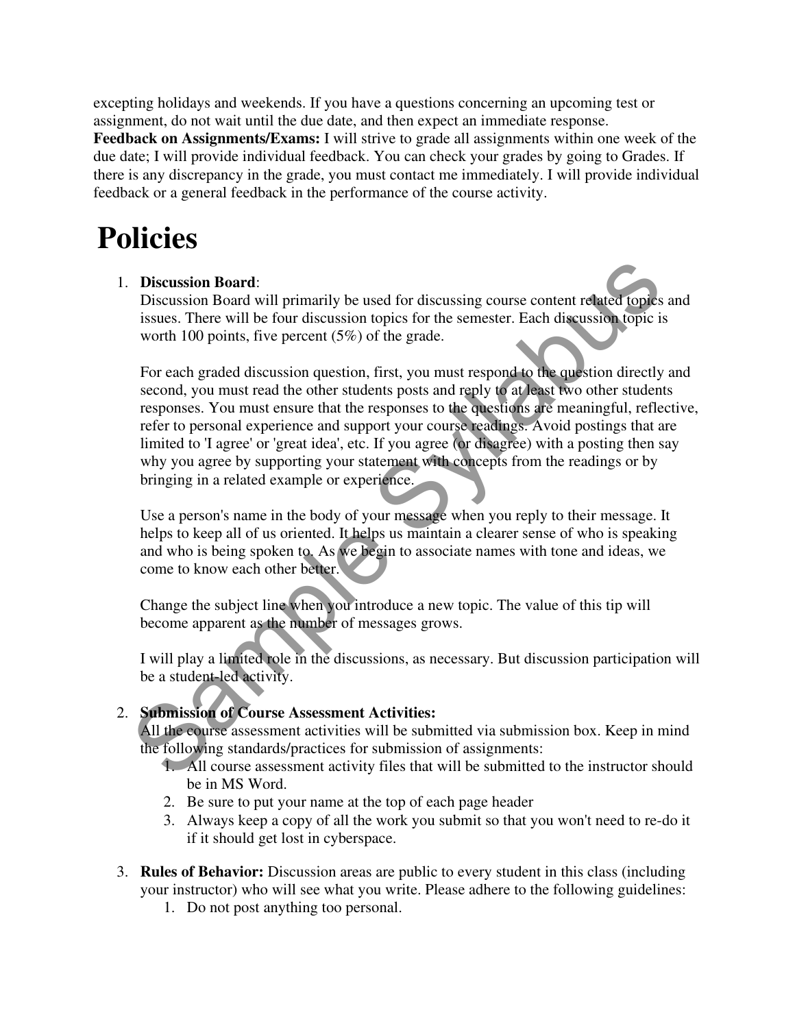excepting holidays and weekends. If you have a questions concerning an upcoming test or assignment, do not wait until the due date, and then expect an immediate response.
**Feedback on Assignments/Exams:** I will strive to grade all assignments within one week of the due date; I will provide individual feedback. You can check your grades by going to Grades. If there is any discrepancy in the grade, you must contact me immediately. I will provide individual feedback or a general feedback in the performance of the course activity.

# Policies

1. **Discussion Board**:
   Discussion Board will primarily be used for discussing course content related topics and issues. There will be four discussion topics for the semester. Each discussion topic is worth 100 points, five percent (5%) of the grade.

   For each graded discussion question, first, you must respond to the question directly and second, you must read the other students posts and reply to at least two other students responses. You must ensure that the responses to the questions are meaningful, reflective, refer to personal experience and support your course readings. Avoid postings that are limited to 'I agree' or 'great idea', etc. If you agree (or disagree) with a posting then say why you agree by supporting your statement with concepts from the readings or by bringing in a related example or experience.

   Use a person's name in the body of your message when you reply to their message. It helps to keep all of us oriented. It helps us maintain a clearer sense of who is speaking and who is being spoken to. As we begin to associate names with tone and ideas, we come to know each other better.

   Change the subject line when you introduce a new topic. The value of this tip will become apparent as the number of messages grows.

   I will play a limited role in the discussions, as necessary. But discussion participation will be a student-led activity.

2. **Submission of Course Assessment Activities:**
   All the course assessment activities will be submitted via submission box. Keep in mind the following standards/practices for submission of assignments:
   1. All course assessment activity files that will be submitted to the instructor should be in MS Word.
   2. Be sure to put your name at the top of each page header
   3. Always keep a copy of all the work you submit so that you won't need to re-do it if it should get lost in cyberspace.

3. **Rules of Behavior:** Discussion areas are public to every student in this class (including your instructor) who will see what you write. Please adhere to the following guidelines:
   1. Do not post anything too personal.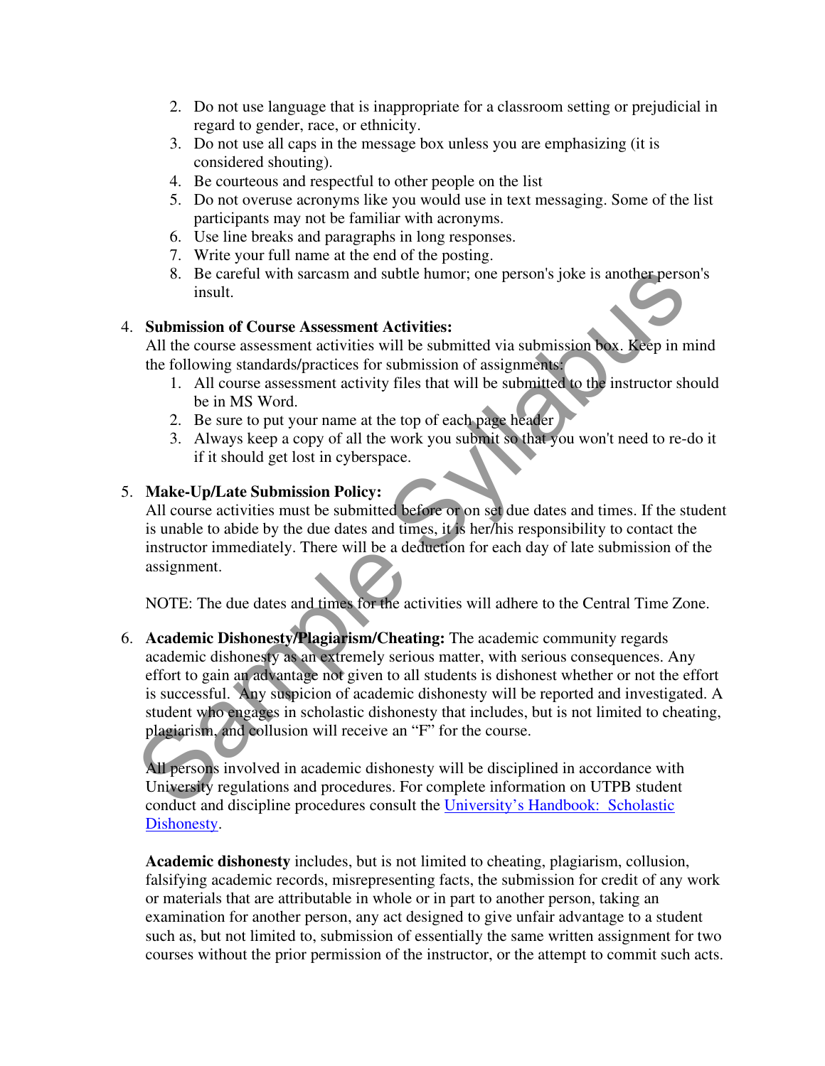2. Do not use language that is inappropriate for a classroom setting or prejudicial in regard to gender, race, or ethnicity.
3. Do not use all caps in the message box unless you are emphasizing (it is considered shouting).
4. Be courteous and respectful to other people on the list
5. Do not overuse acronyms like you would use in text messaging. Some of the list participants may not be familiar with acronyms.
6. Use line breaks and paragraphs in long responses.
7. Write your full name at the end of the posting.
8. Be careful with sarcasm and subtle humor; one person's joke is another person's insult.

4. **Submission of Course Assessment Activities:**
   All the course assessment activities will be submitted via submission box. Keep in mind the following standards/practices for submission of assignments:
   1. All course assessment activity files that will be submitted to the instructor should be in MS Word.
   2. Be sure to put your name at the top of each page header
   3. Always keep a copy of all the work you submit so that you won't need to re-do it if it should get lost in cyberspace.

5. **Make-Up/Late Submission Policy:**
   All course activities must be submitted before or on set due dates and times. If the student is unable to abide by the due dates and times, it is her/his responsibility to contact the instructor immediately. There will be a deduction for each day of late submission of the assignment.

   NOTE: The due dates and times for the activities will adhere to the Central Time Zone.

6. **Academic Dishonesty/Plagiarism/Cheating:** The academic community regards academic dishonesty as an extremely serious matter, with serious consequences. Any effort to gain an advantage not given to all students is dishonest whether or not the effort is successful. Any suspicion of academic dishonesty will be reported and investigated. A student who engages in scholastic dishonesty that includes, but is not limited to cheating, plagiarism, and collusion will receive an "F" for the course.

   All persons involved in academic dishonesty will be disciplined in accordance with University regulations and procedures. For complete information on UTPB student conduct and discipline procedures consult the University's Handbook: Scholastic Dishonesty.

   **Academic dishonesty** includes, but is not limited to cheating, plagiarism, collusion, falsifying academic records, misrepresenting facts, the submission for credit of any work or materials that are attributable in whole or in part to another person, taking an examination for another person, any act designed to give unfair advantage to a student such as, but not limited to, submission of essentially the same written assignment for two courses without the prior permission of the instructor, or the attempt to commit such acts.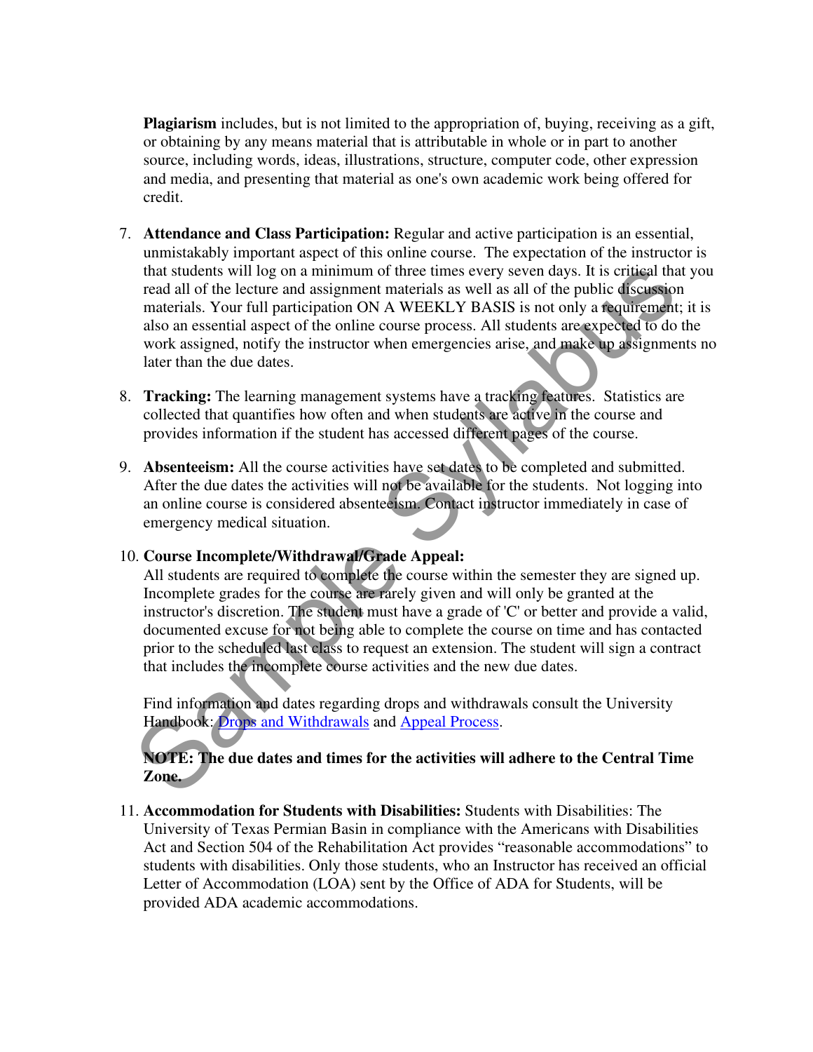**Plagiarism** includes, but is not limited to the appropriation of, buying, receiving as a gift, or obtaining by any means material that is attributable in whole or in part to another source, including words, ideas, illustrations, structure, computer code, other expression and media, and presenting that material as one's own academic work being offered for credit.

7. **Attendance and Class Participation:** Regular and active participation is an essential, unmistakably important aspect of this online course. The expectation of the instructor is that students will log on a minimum of three times every seven days. It is critical that you read all of the lecture and assignment materials as well as all of the public discussion materials. Your full participation ON A WEEKLY BASIS is not only a requirement; it is also an essential aspect of the online course process. All students are expected to do the work assigned, notify the instructor when emergencies arise, and make up assignments no later than the due dates.

8. **Tracking:** The learning management systems have a tracking features. Statistics are collected that quantifies how often and when students are active in the course and provides information if the student has accessed different pages of the course.

9. **Absenteeism:** All the course activities have set dates to be completed and submitted. After the due dates the activities will not be available for the students. Not logging into an online course is considered absenteeism. Contact instructor immediately in case of emergency medical situation.

10. **Course Incomplete/Withdrawal/Grade Appeal:**
    All students are required to complete the course within the semester they are signed up. Incomplete grades for the course are rarely given and will only be granted at the instructor's discretion. The student must have a grade of 'C' or better and provide a valid, documented excuse for not being able to complete the course on time and has contacted prior to the scheduled last class to request an extension. The student will sign a contract that includes the incomplete course activities and the new due dates.

    Find information and dates regarding drops and withdrawals consult the University Handbook: Drops and Withdrawals and Appeal Process.

    **NOTE: The due dates and times for the activities will adhere to the Central Time Zone.**

11. **Accommodation for Students with Disabilities:** Students with Disabilities: The University of Texas Permian Basin in compliance with the Americans with Disabilities Act and Section 504 of the Rehabilitation Act provides "reasonable accommodations" to students with disabilities. Only those students, who an Instructor has received an official Letter of Accommodation (LOA) sent by the Office of ADA for Students, will be provided ADA academic accommodations.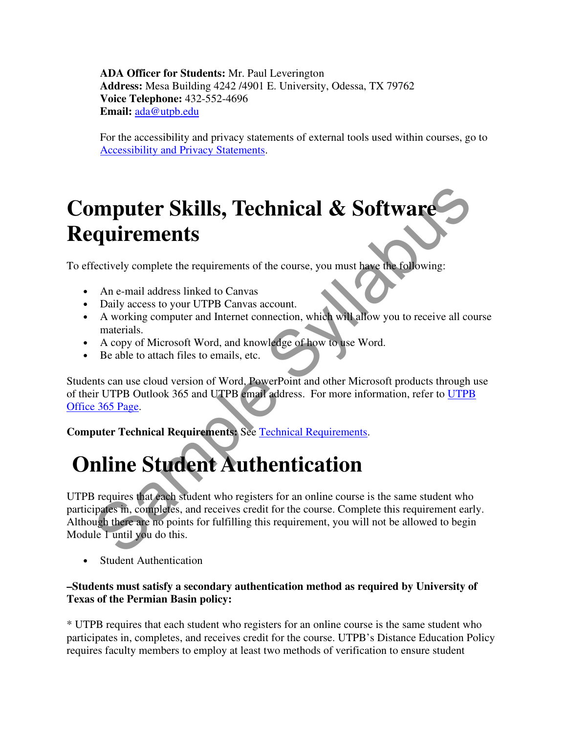**ADA Officer for Students:** Mr. Paul Leverington
**Address:** Mesa Building 4242 /4901 E. University, Odessa, TX 79762
**Voice Telephone:** 432-552-4696
**Email:** ada@utpb.edu

For the accessibility and privacy statements of external tools used within courses, go to Accessibility and Privacy Statements.

# Computer Skills, Technical & Software Requirements

To effectively complete the requirements of the course, you must have the following:

- An e-mail address linked to Canvas
- Daily access to your UTPB Canvas account.
- A working computer and Internet connection, which will allow you to receive all course materials.
- A copy of Microsoft Word, and knowledge of how to use Word.
- Be able to attach files to emails, etc.

Students can use cloud version of Word, PowerPoint and other Microsoft products through use of their UTPB Outlook 365 and UTPB email address. For more information, refer to UTPB Office 365 Page.

**Computer Technical Requirements:** See Technical Requirements.

# Online Student Authentication

UTPB requires that each student who registers for an online course is the same student who participates in, completes, and receives credit for the course. Complete this requirement early. Although there are no points for fulfilling this requirement, you will not be allowed to begin Module 1 until you do this.

- Student Authentication

**–Students must satisfy a secondary authentication method as required by University of Texas of the Permian Basin policy:**

* UTPB requires that each student who registers for an online course is the same student who participates in, completes, and receives credit for the course. UTPB's Distance Education Policy requires faculty members to employ at least two methods of verification to ensure student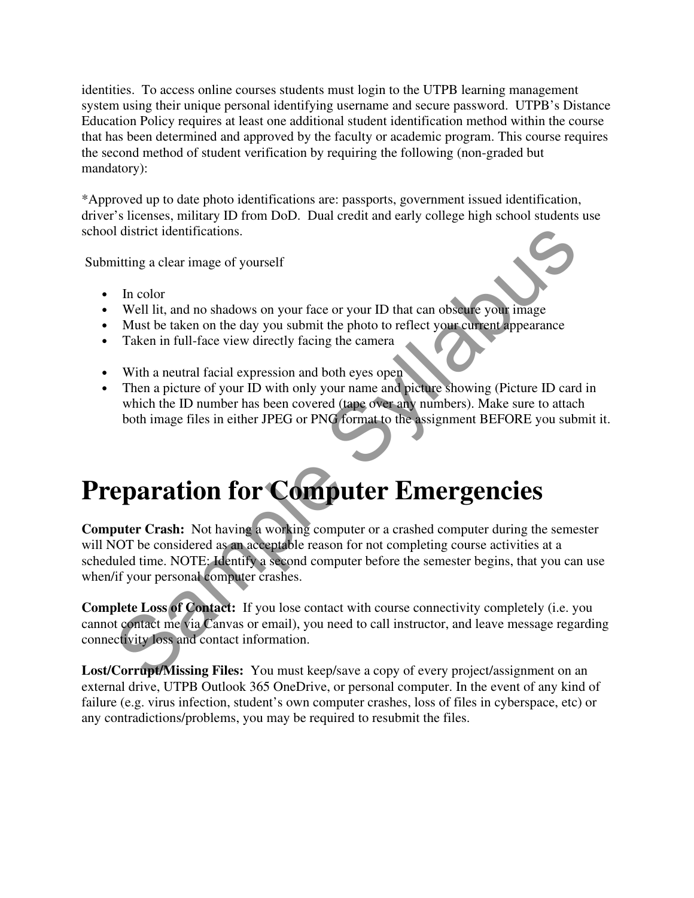identities. To access online courses students must login to the UTPB learning management system using their unique personal identifying username and secure password. UTPB's Distance Education Policy requires at least one additional student identification method within the course that has been determined and approved by the faculty or academic program. This course requires the second method of student verification by requiring the following (non-graded but mandatory):

*Approved up to date photo identifications are: passports, government issued identification, driver's licenses, military ID from DoD. Dual credit and early college high school students use school district identifications.

Submitting a clear image of yourself

- In color
- Well lit, and no shadows on your face or your ID that can obscure your image
- Must be taken on the day you submit the photo to reflect your current appearance
- Taken in full-face view directly facing the camera
- With a neutral facial expression and both eyes open
- Then a picture of your ID with only your name and picture showing (Picture ID card in which the ID number has been covered (tape over any numbers). Make sure to attach both image files in either JPEG or PNG format to the assignment BEFORE you submit it.

# Preparation for Computer Emergencies

**Computer Crash:** Not having a working computer or a crashed computer during the semester will NOT be considered as an acceptable reason for not completing course activities at a scheduled time. NOTE: Identify a second computer before the semester begins, that you can use when/if your personal computer crashes.

**Complete Loss of Contact:** If you lose contact with course connectivity completely (i.e. you cannot contact me via Canvas or email), you need to call instructor, and leave message regarding connectivity loss and contact information.

**Lost/Corrupt/Missing Files:** You must keep/save a copy of every project/assignment on an external drive, UTPB Outlook 365 OneDrive, or personal computer. In the event of any kind of failure (e.g. virus infection, student's own computer crashes, loss of files in cyberspace, etc) or any contradictions/problems, you may be required to resubmit the files.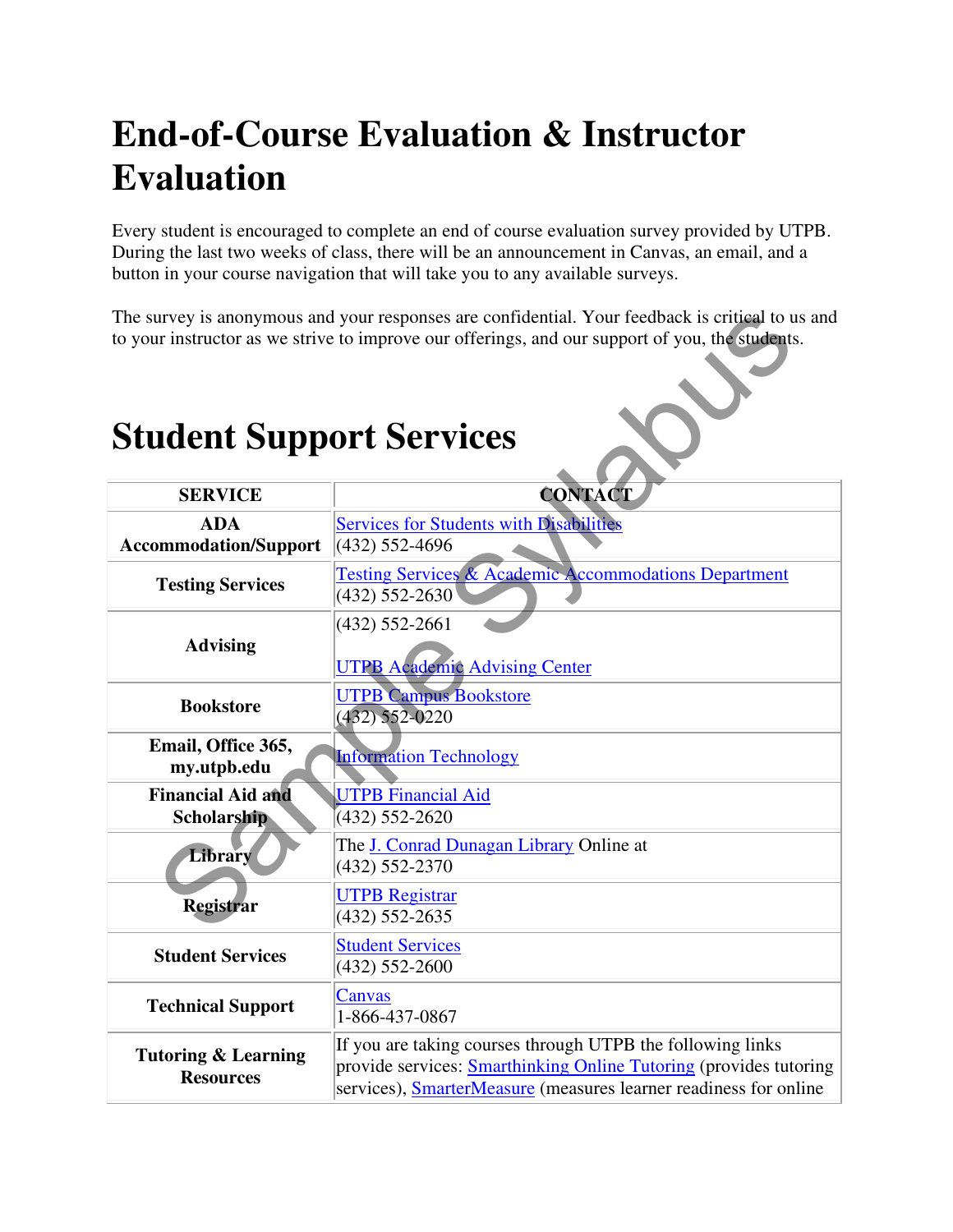# End-of-Course Evaluation & Instructor Evaluation

Every student is encouraged to complete an end of course evaluation survey provided by UTPB. During the last two weeks of class, there will be an announcement in Canvas, an email, and a button in your course navigation that will take you to any available surveys.

The survey is anonymous and your responses are confidential. Your feedback is critical to us and to your instructor as we strive to improve our offerings, and our support of you, the students.

# Student Support Services

| SERVICE | CONTACT |
|---|---|
| **ADA Accommodation/Support** | Services for Students with Disabilities (432) 552-4696 |
| **Testing Services** | Testing Services & Academic Accommodations Department (432) 552-2630 |
| **Advising** | (432) 552-2661 UTPB Academic Advising Center |
| **Bookstore** | UTPB Campus Bookstore (432) 552-0220 |
| **Email, Office 365, my.utpb.edu** | Information Technology |
| **Financial Aid and Scholarship** | UTPB Financial Aid (432) 552-2620 |
| **Library** | The J. Conrad Dunagan Library Online at (432) 552-2370 |
| **Registrar** | UTPB Registrar (432) 552-2635 |
| **Student Services** | Student Services (432) 552-2600 |
| **Technical Support** | Canvas 1-866-437-0867 |
| **Tutoring & Learning Resources** | If you are taking courses through UTPB the following links provide services: Smarthinking Online Tutoring (provides tutoring services), SmarterMeasure (measures learner readiness for online |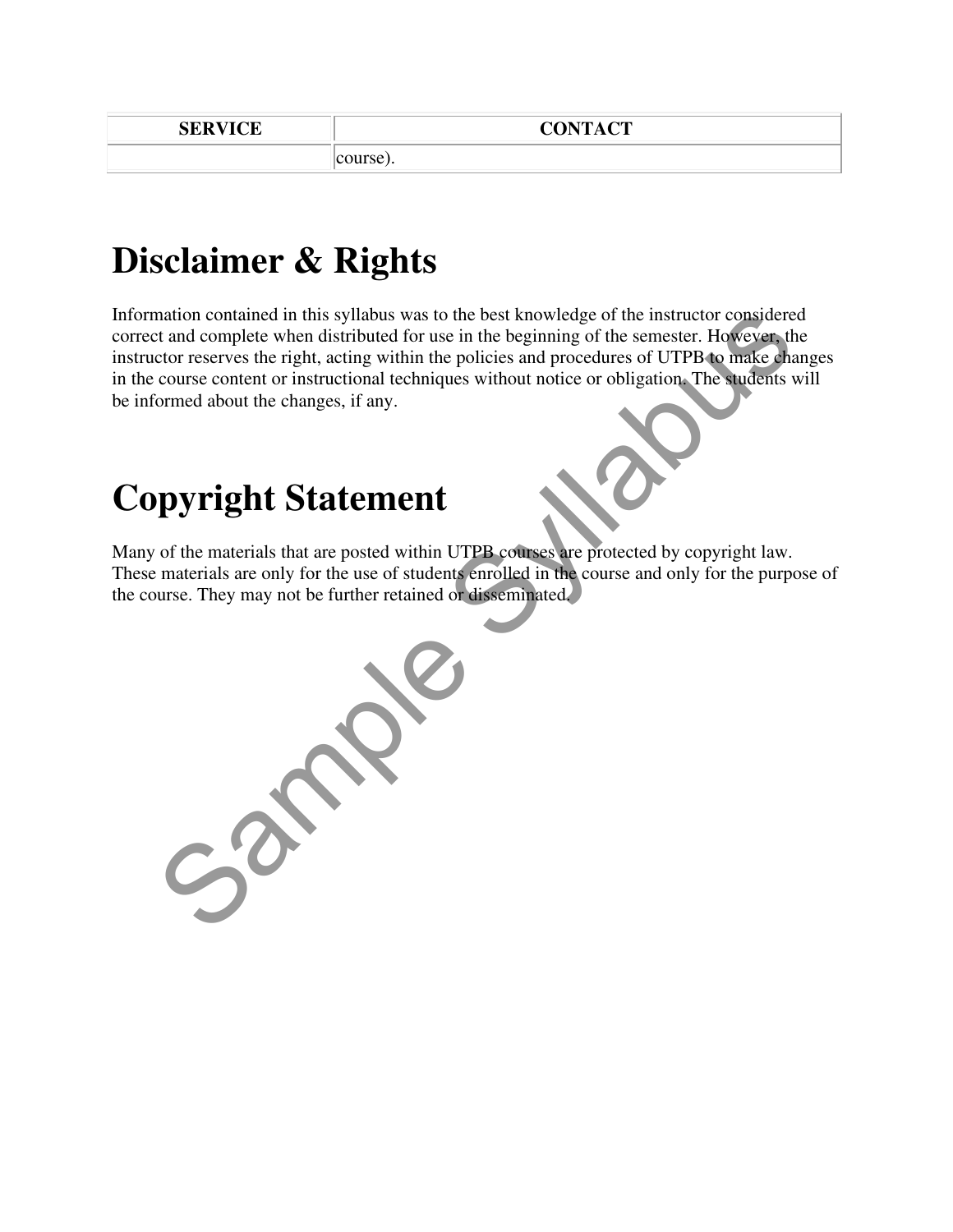| SERVICE | CONTACT |
| --- | --- |
| | course). |

# Disclaimer & Rights

Information contained in this syllabus was to the best knowledge of the instructor considered correct and complete when distributed for use in the beginning of the semester. However, the instructor reserves the right, acting within the policies and procedures of UTPB to make changes in the course content or instructional techniques without notice or obligation. The students will be informed about the changes, if any.

# Copyright Statement

Many of the materials that are posted within UTPB courses are protected by copyright law. These materials are only for the use of students enrolled in the course and only for the purpose of the course. They may not be further retained or disseminated.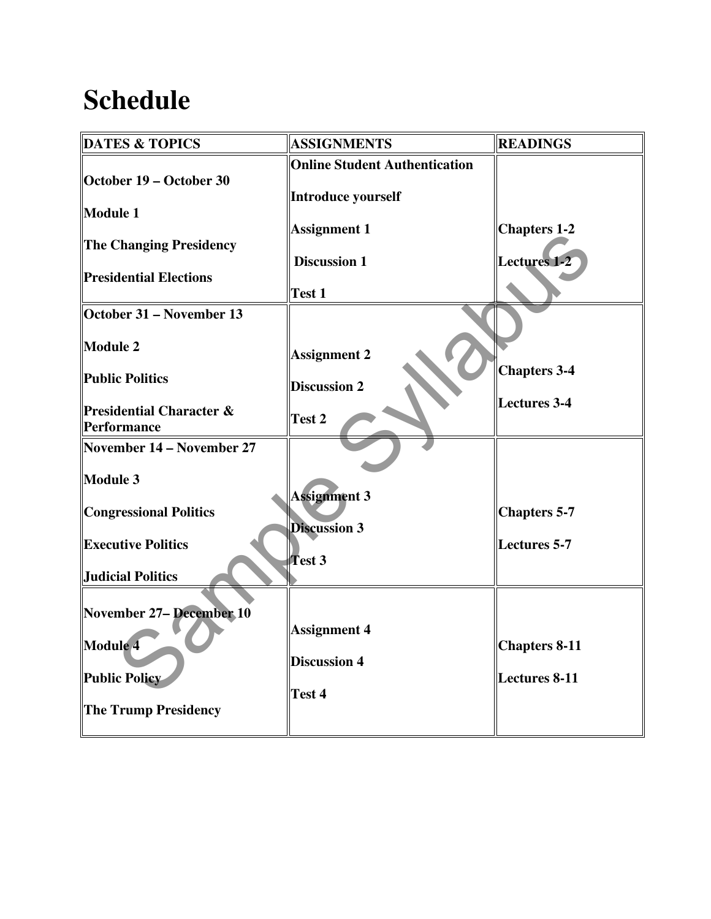# Schedule

| DATES & TOPICS | ASSIGNMENTS | READINGS |
|---|---|---|
| **October 19 – October 30**<br><br>**Module 1**<br><br>**The Changing Presidency**<br><br>**Presidential Elections** | **Online Student Authentication**<br><br>**Introduce yourself**<br><br>**Assignment 1**<br><br>**Discussion 1**<br><br>**Test 1** | **Chapters 1-2**<br><br>**Lectures 1-2** |
| **October 31 – November 13**<br><br>**Module 2**<br><br>**Public Politics**<br><br>**Presidential Character & Performance** | **Assignment 2**<br><br>**Discussion 2**<br><br>**Test 2** | **Chapters 3-4**<br><br>**Lectures 3-4** |
| **November 14 – November 27**<br><br>**Module 3**<br><br>**Congressional Politics**<br><br>**Executive Politics**<br><br>**Judicial Politics** | **Assignment 3**<br><br>**Discussion 3**<br><br>**Test 3** | **Chapters 5-7**<br><br>**Lectures 5-7** |
| **November 27– December 10**<br><br>**Module 4**<br><br>**Public Policy**<br><br>**The Trump Presidency** | **Assignment 4**<br><br>**Discussion 4**<br><br>**Test 4** | **Chapters 8-11**<br><br>**Lectures 8-11** |